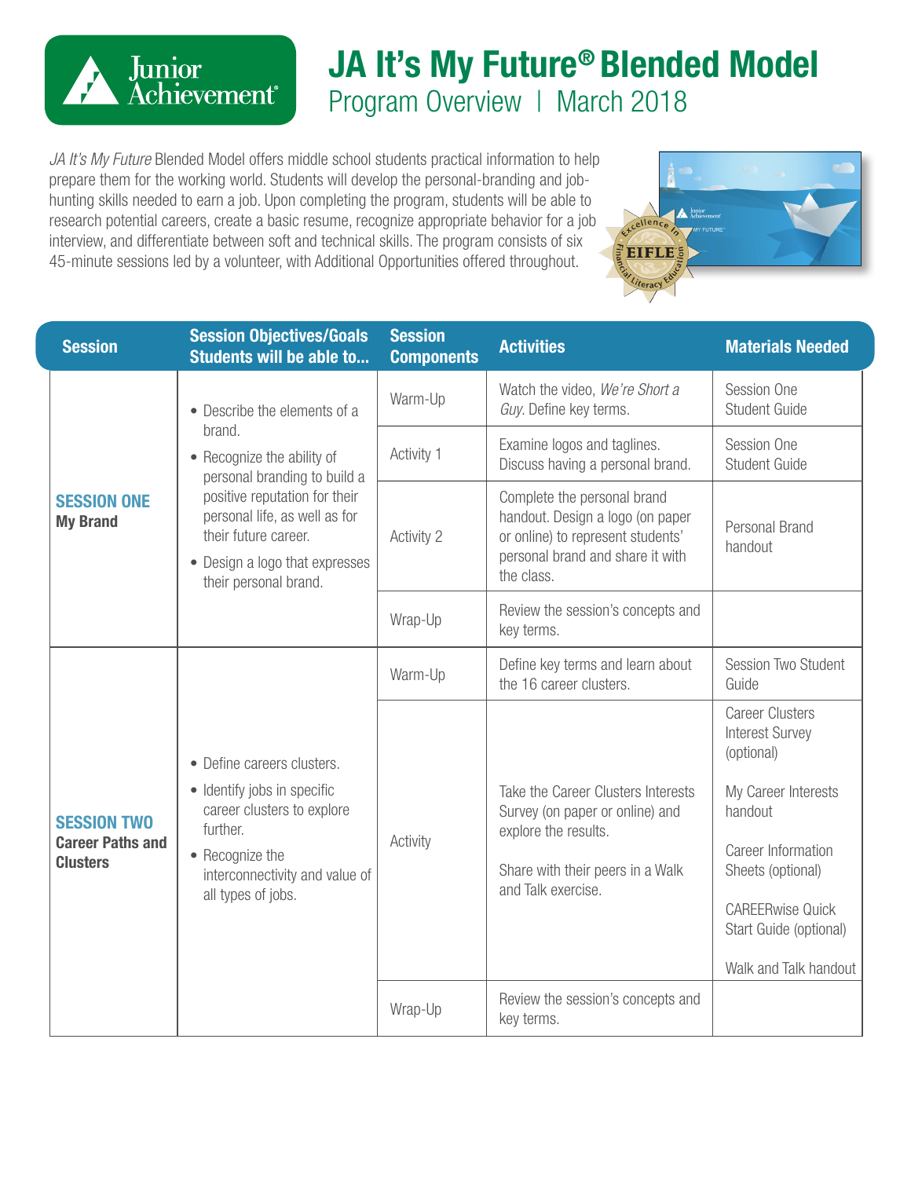# JA It's My Future® Blended Model

## Program Overview | March 2018

*JA It's My Future* Blended Model offers middle school students practical information to help prepare them for the working world. Students will develop the personal-branding and job-hunting skills needed to earn a job. Upon completing the program, students will be able to research potential careers, create a basic resume, recognize appropriate behavior for a job interview, and differentiate between soft and technical skills. The program consists of six 45-minute sessions led by a volunteer, with Additional Opportunities offered throughout.

| Session | Session Objectives/Goals Students will be able to... | Session Components | Activities | Materials Needed |
|---|---|---|---|---|
| **SESSION ONE** **My Brand** | • Describe the elements of a brand. • Recognize the ability of personal branding to build a positive reputation for their personal life, as well as for their future career. • Design a logo that expresses their personal brand. | Warm-Up | Watch the video, *We're Short a Guy.* Define key terms. | Session One Student Guide |
| | | Activity 1 | Examine logos and taglines. Discuss having a personal brand. | Session One Student Guide |
| | | Activity 2 | Complete the personal brand handout. Design a logo (on paper or online) to represent students' personal brand and share it with the class. | Personal Brand handout |
| | | Wrap-Up | Review the session's concepts and key terms. | |
| **SESSION TWO** **Career Paths and Clusters** | • Define careers clusters. • Identify jobs in specific career clusters to explore further. • Recognize the interconnectivity and value of all types of jobs. | Warm-Up | Define key terms and learn about the 16 career clusters. | Session Two Student Guide |
| | | Activity | Take the Career Clusters Interests Survey (on paper or online) and explore the results. Share with their peers in a Walk and Talk exercise. | Career Clusters Interest Survey (optional) My Career Interests handout Career Information Sheets (optional) CAREERwise Quick Start Guide (optional) Walk and Talk handout |
| | | Wrap-Up | Review the session's concepts and key terms. | |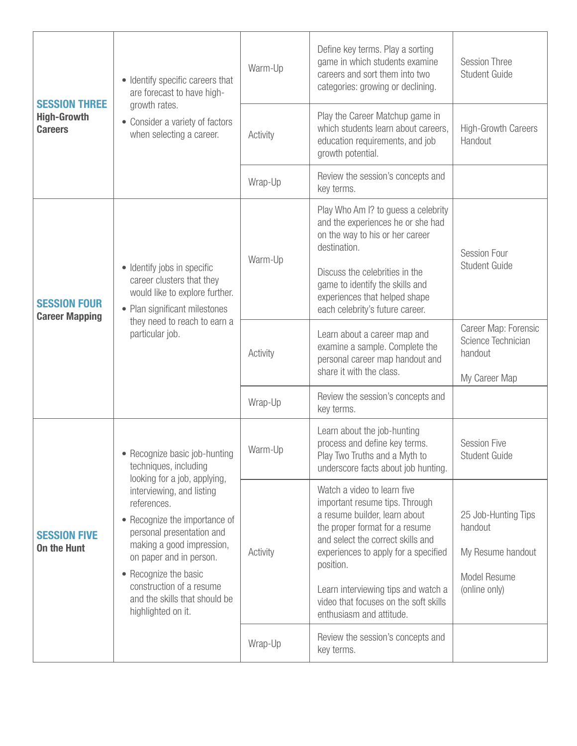| | | | | |
|---|---|---|---|---|
| **SESSION THREE** **High-Growth Careers** | • Identify specific careers that are forecast to have high-growth rates.<br>• Consider a variety of factors when selecting a career. | Warm-Up | Define key terms. Play a sorting game in which students examine careers and sort them into two categories: growing or declining. | Session Three Student Guide |
| | | Activity | Play the Career Matchup game in which students learn about careers, education requirements, and job growth potential. | High-Growth Careers Handout |
| | | Wrap-Up | Review the session's concepts and key terms. | |
| **SESSION FOUR** **Career Mapping** | • Identify jobs in specific career clusters that they would like to explore further.<br>• Plan significant milestones they need to reach to earn a particular job. | Warm-Up | Play Who Am I? to guess a celebrity and the experiences he or she had on the way to his or her career destination.<br><br>Discuss the celebrities in the game to identify the skills and experiences that helped shape each celebrity's future career. | Session Four Student Guide |
| | | Activity | Learn about a career map and examine a sample. Complete the personal career map handout and share it with the class. | Career Map: Forensic Science Technician handout<br><br>My Career Map |
| | | Wrap-Up | Review the session's concepts and key terms. | |
| **SESSION FIVE** **On the Hunt** | • Recognize basic job-hunting techniques, including looking for a job, applying, interviewing, and listing references.<br>• Recognize the importance of personal presentation and making a good impression, on paper and in person.<br>• Recognize the basic construction of a resume and the skills that should be highlighted on it. | Warm-Up | Learn about the job-hunting process and define key terms. Play Two Truths and a Myth to underscore facts about job hunting. | Session Five Student Guide |
| | | Activity | Watch a video to learn five important resume tips. Through a resume builder, learn about the proper format for a resume and select the correct skills and experiences to apply for a specified position.<br><br>Learn interviewing tips and watch a video that focuses on the soft skills enthusiasm and attitude. | 25 Job-Hunting Tips handout<br><br>My Resume handout<br><br>Model Resume (online only) |
| | | Wrap-Up | Review the session's concepts and key terms. | |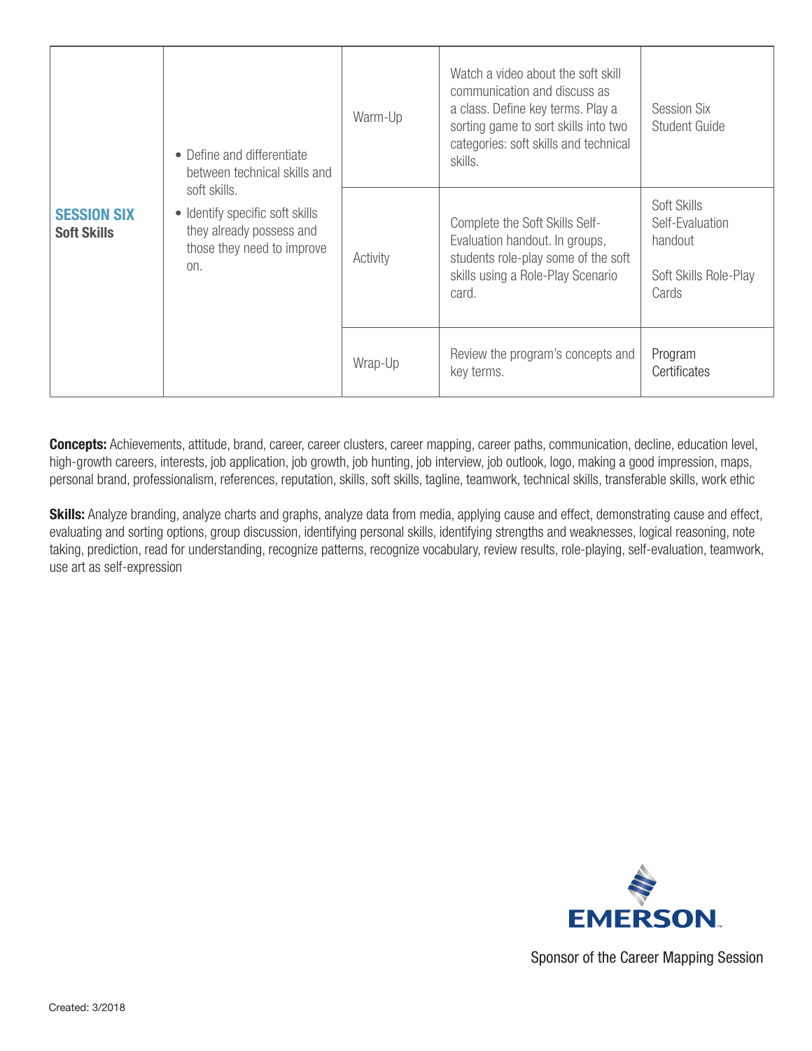| | | | | |
|---|---|---|---|---|
| **SESSION SIX** **Soft Skills** | • Define and differentiate between technical skills and soft skills.<br>• Identify specific soft skills they already possess and those they need to improve on. | Warm-Up | Watch a video about the soft skill communication and discuss as a class. Define key terms. Play a sorting game to sort skills into two categories: soft skills and technical skills. | Session Six Student Guide |
| | | Activity | Complete the Soft Skills Self-Evaluation handout. In groups, students role-play some of the soft skills using a Role-Play Scenario card. | Soft Skills Self-Evaluation handout<br><br>Soft Skills Role-Play Cards |
| | | Wrap-Up | Review the program's concepts and key terms. | Program Certificates |

**Concepts:** Achievements, attitude, brand, career, career clusters, career mapping, career paths, communication, decline, education level, high-growth careers, interests, job application, job growth, job hunting, job interview, job outlook, logo, making a good impression, maps, personal brand, professionalism, references, reputation, skills, soft skills, tagline, teamwork, technical skills, transferable skills, work ethic

**Skills:** Analyze branding, analyze charts and graphs, analyze data from media, applying cause and effect, demonstrating cause and effect, evaluating and sorting options, group discussion, identifying personal skills, identifying strengths and weaknesses, logical reasoning, note taking, prediction, read for understanding, recognize patterns, recognize vocabulary, review results, role-playing, self-evaluation, teamwork, use art as self-expression

EMERSON

Sponsor of the Career Mapping Session

Created: 3/2018